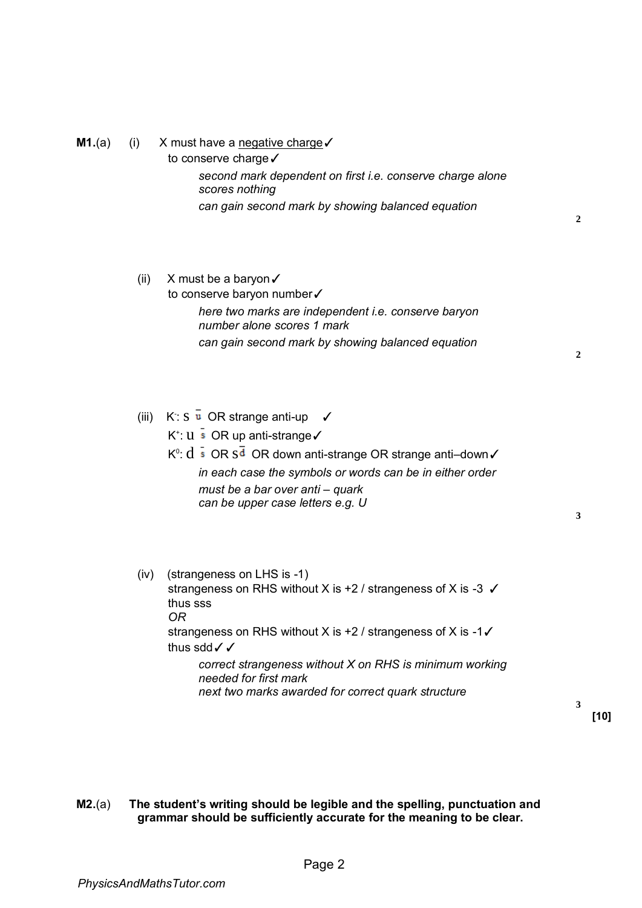**M1.**(a) (i) X must have a <u>negative charge</u> ✓

to conserve charge ✓

*second mark dependent on first i.e. conserve charge alone scores nothing*

*can gain second mark by showing balanced equation*

**2**

(ii) X must be a baryon ✓

to conserve baryon number ✓

*here two marks are independent i.e. conserve baryon number alone scores 1 mark*

*can gain second mark by showing balanced equation*

**2**

(iii) $K^-$: $s\,\bar{u}$ OR strange anti-up ✓

$K^+$: $u\,\bar{s}$ OR up anti-strange ✓

$K^0$: $d\,\bar{s}$ OR $s\bar{d}$ OR down anti-strange OR strange anti–down ✓

*in each case the symbols or words can be in either order*

*must be a bar over anti – quark*

*can be upper case letters e.g. U*

**3**

(iv) (strangeness on LHS is -1)

strangeness on RHS without X is +2 / strangeness of X is -3 ✓

thus sss

*OR*

strangeness on RHS without X is +2 / strangeness of X is -1 ✓

thus sdd ✓ ✓

*correct strangeness without X on RHS is minimum working needed for first mark*

*next two marks awarded for correct quark structure*

**3**

**[10]**

**M2.**(a) **The student's writing should be legible and the spelling, punctuation and grammar should be sufficiently accurate for the meaning to be clear.**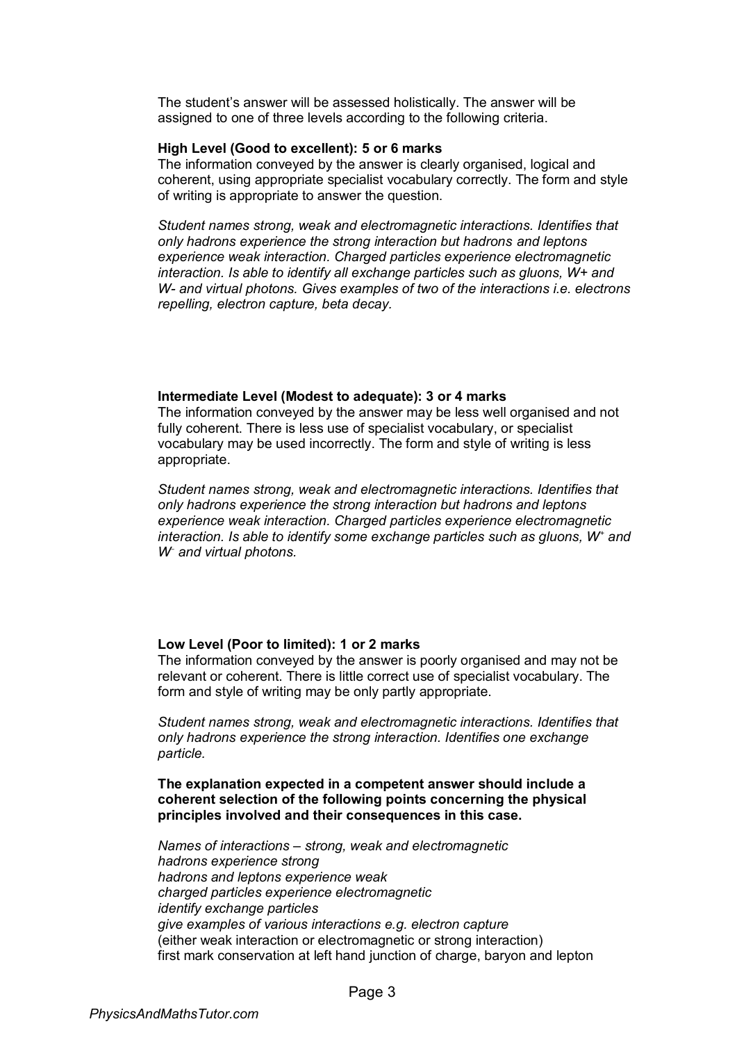The student's answer will be assessed holistically. The answer will be assigned to one of three levels according to the following criteria.

**High Level (Good to excellent): 5 or 6 marks**
The information conveyed by the answer is clearly organised, logical and coherent, using appropriate specialist vocabulary correctly. The form and style of writing is appropriate to answer the question.

*Student names strong, weak and electromagnetic interactions. Identifies that only hadrons experience the strong interaction but hadrons and leptons experience weak interaction. Charged particles experience electromagnetic interaction. Is able to identify all exchange particles such as gluons, W+ and W- and virtual photons. Gives examples of two of the interactions i.e. electrons repelling, electron capture, beta decay.*

**Intermediate Level (Modest to adequate): 3 or 4 marks**
The information conveyed by the answer may be less well organised and not fully coherent. There is less use of specialist vocabulary, or specialist vocabulary may be used incorrectly. The form and style of writing is less appropriate.

*Student names strong, weak and electromagnetic interactions. Identifies that only hadrons experience the strong interaction but hadrons and leptons experience weak interaction. Charged particles experience electromagnetic interaction. Is able to identify some exchange particles such as gluons, $W^+$ and $W^-$ and virtual photons.*

**Low Level (Poor to limited): 1 or 2 marks**
The information conveyed by the answer is poorly organised and may not be relevant or coherent. There is little correct use of specialist vocabulary. The form and style of writing may be only partly appropriate.

*Student names strong, weak and electromagnetic interactions. Identifies that only hadrons experience the strong interaction. Identifies one exchange particle.*

**The explanation expected in a competent answer should include a coherent selection of the following points concerning the physical principles involved and their consequences in this case.**

*Names of interactions – strong, weak and electromagnetic*
*hadrons experience strong*
*hadrons and leptons experience weak*
*charged particles experience electromagnetic*
*identify exchange particles*
*give examples of various interactions e.g. electron capture*
(either weak interaction or electromagnetic or strong interaction)
first mark conservation at left hand junction of charge, baryon and lepton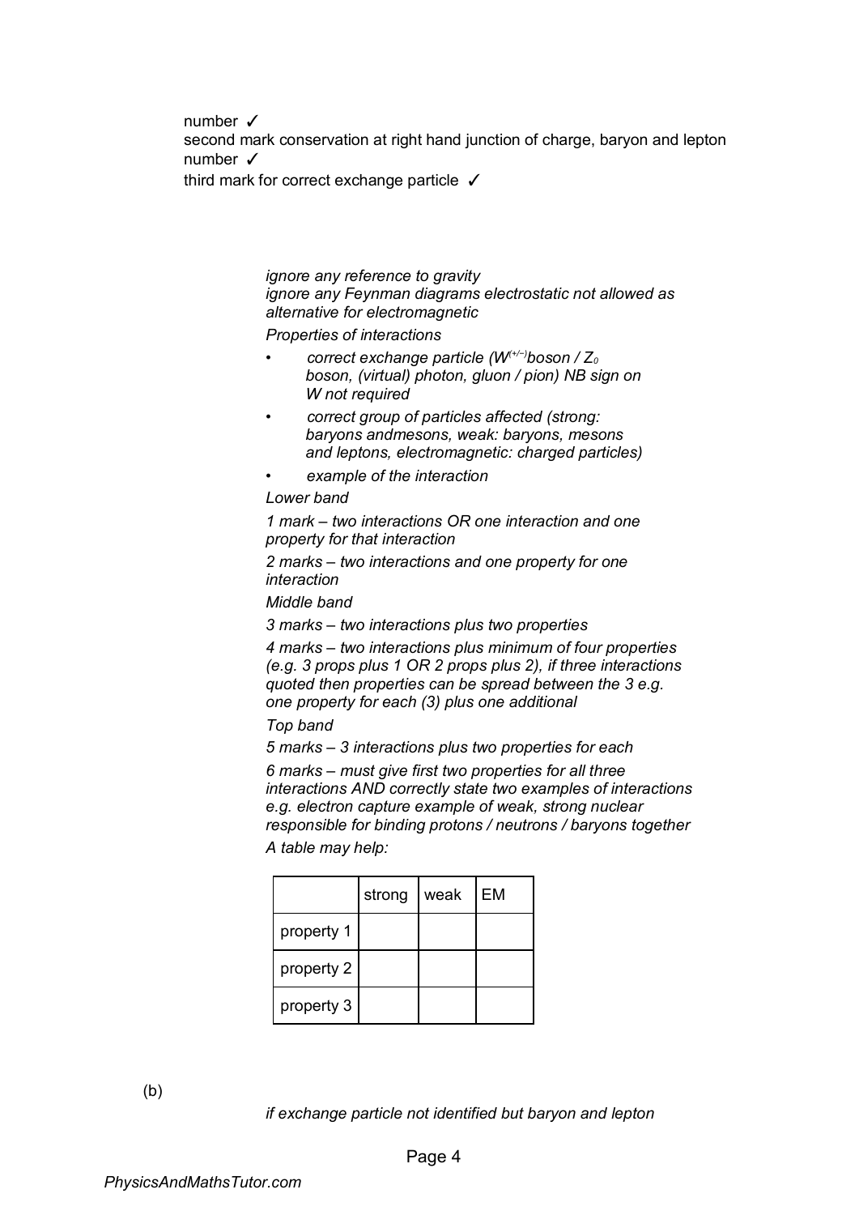number ✓

second mark conservation at right hand junction of charge, baryon and lepton number ✓

third mark for correct exchange particle ✓

*ignore any reference to gravity*

*ignore any Feynman diagrams electrostatic not allowed as alternative for electromagnetic*

*Properties of interactions*

- *correct exchange particle ($W^{(+/-)}$boson / $Z_0$ boson, (virtual) photon, gluon / pion) NB sign on W not required*
- *correct group of particles affected (strong: baryons andmesons, weak: baryons, mesons and leptons, electromagnetic: charged particles)*
- *example of the interaction*

*Lower band*

*1 mark – two interactions OR one interaction and one property for that interaction*

*2 marks – two interactions and one property for one interaction*

*Middle band*

*3 marks – two interactions plus two properties*

*4 marks – two interactions plus minimum of four properties (e.g. 3 props plus 1 OR 2 props plus 2), if three interactions quoted then properties can be spread between the 3 e.g. one property for each (3) plus one additional*

*Top band*

*5 marks – 3 interactions plus two properties for each*

*6 marks – must give first two properties for all three interactions AND correctly state two examples of interactions e.g. electron capture example of weak, strong nuclear responsible for binding protons / neutrons / baryons together*

*A table may help:*

| | strong | weak | EM |
|---|---|---|---|
| property 1 | | | |
| property 2 | | | |
| property 3 | | | |

(b)

*if exchange particle not identified but baryon and lepton*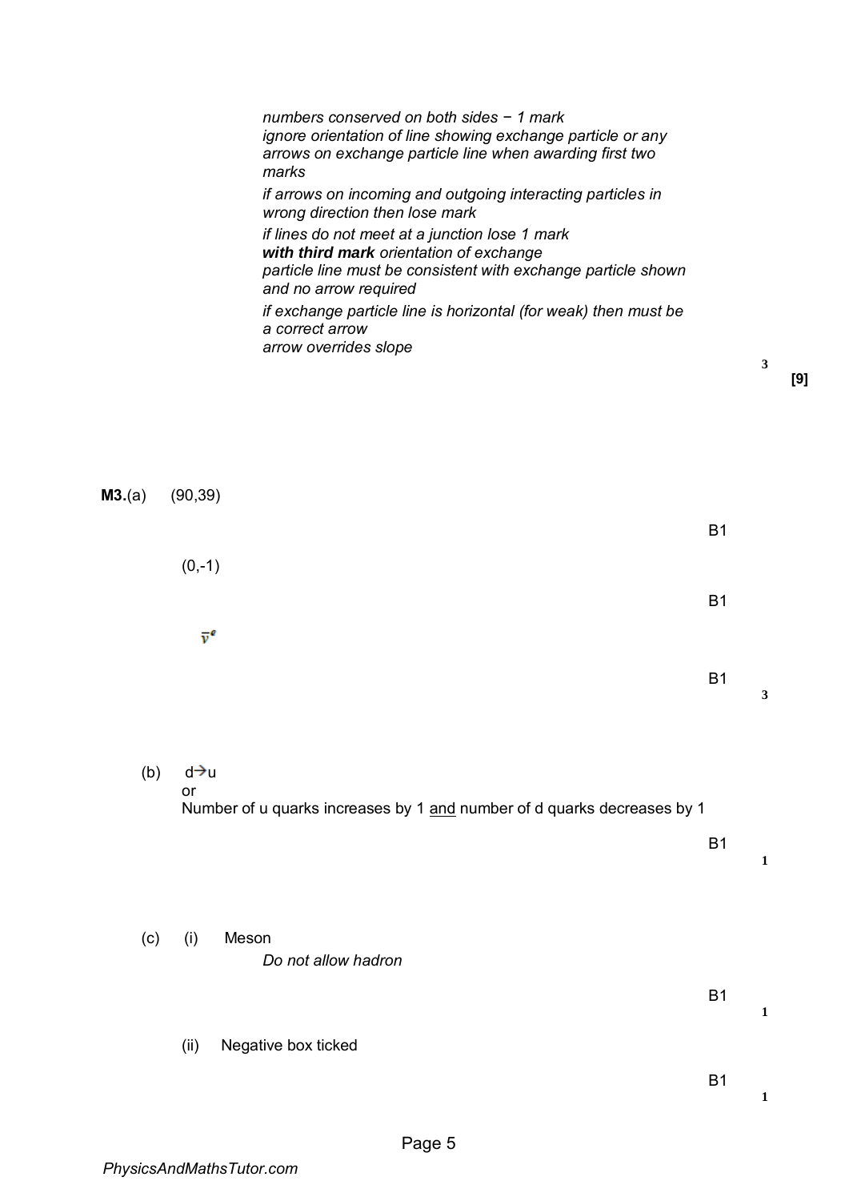*numbers conserved on both sides − 1 mark*
*ignore orientation of line showing exchange particle or any arrows on exchange particle line when awarding first two marks*

*if arrows on incoming and outgoing interacting particles in wrong direction then lose mark*

*if lines do not meet at a junction lose 1 mark*
***with third mark** orientation of exchange particle line must be consistent with exchange particle shown and no arrow required*

*if exchange particle line is horizontal (for weak) then must be a correct arrow*
*arrow overrides slope*

3

**[9]**

**M3.**(a) (90,39)

B1

(0,-1)

B1

$\bar{\nu}_e$

B1

3

(b) d→u
or
Number of u quarks increases by 1 <u>and</u> number of d quarks decreases by 1

B1

1

(c) (i) Meson
*Do not allow hadron*

B1

1

(ii) Negative box ticked

B1

1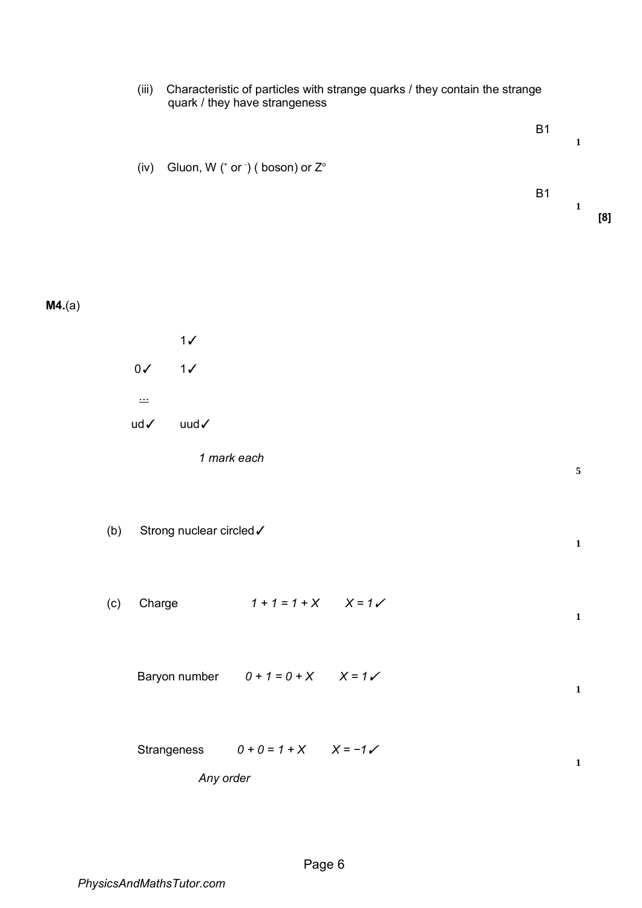(iii) Characteristic of particles with strange quarks / they contain the strange quark / they have strangeness

B1 **1**

(iv) Gluon, W ($^+$ or $^-$) ( boson) or $Z^o$

B1 **1**

**[8]**

**M4.**(a)

|  |  |
|---|---|
|  | 1✓ |
| 0✓ | 1✓ |
| ... |  |
| ud✓ | uud✓ |

*1 mark each*

**5**

(b) Strong nuclear circled✓

**1**

(c) Charge $1 + 1 = 1 + X$ $X = 1$✓

**1**

Baryon number $0 + 1 = 0 + X$ $X = 1$✓

**1**

Strangeness $0 + 0 = 1 + X$ $X = -1$✓

**1**

*Any order*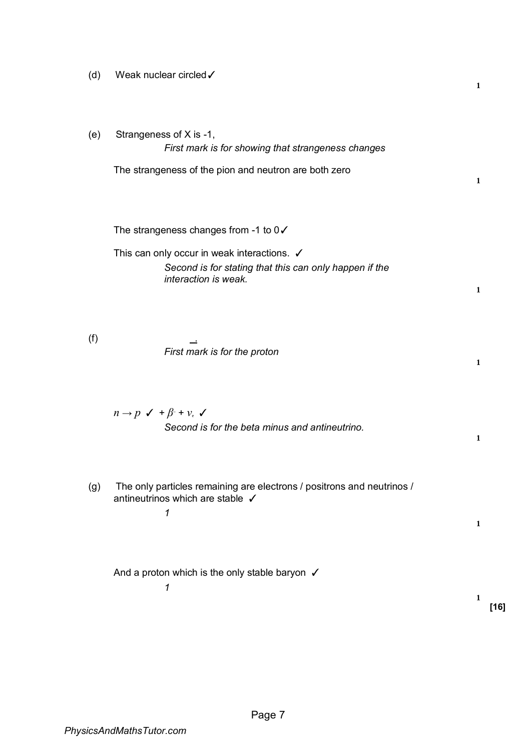(d) Weak nuclear circled ✓

1

(e) Strangeness of X is -1,

*First mark is for showing that strangeness changes*

The strangeness of the pion and neutron are both zero

1

The strangeness changes from -1 to 0 ✓

This can only occur in weak interactions. ✓

*Second is for stating that this can only happen if the interaction is weak.*

1

(f)

*First mark is for the proton*

1

$n \rightarrow p$ ✓ $+ \beta^{-} + \bar{\nu}_e$ ✓

*Second is for the beta minus and antineutrino.*

1

(g) The only particles remaining are electrons / positrons and neutrinos / antineutrinos which are stable ✓

*1*

1

And a proton which is the only stable baryon ✓

*1*

1

**[16]**